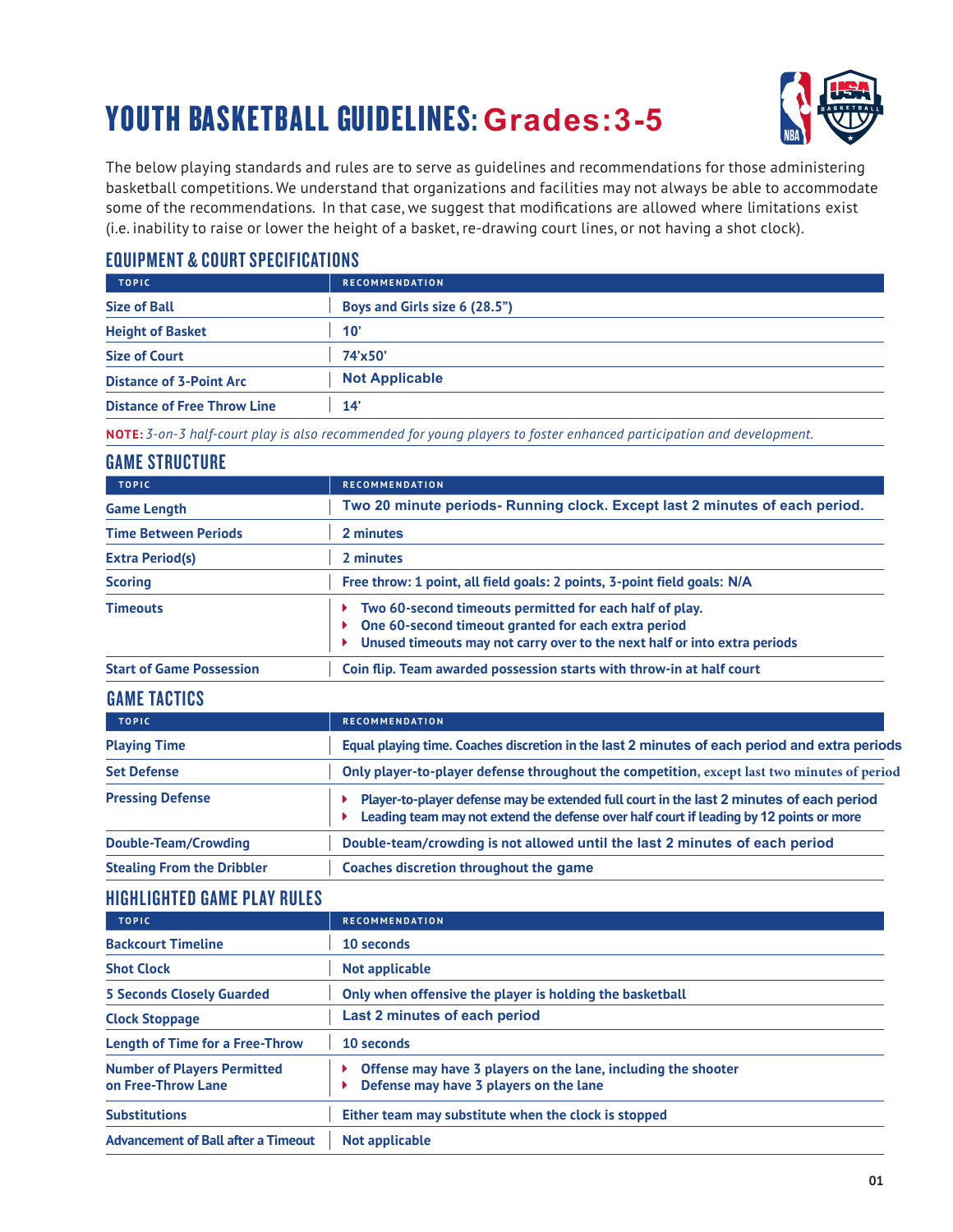# YOUTH BASKETBALL GUIDELINES: Grades:3-5

The below playing standards and rules are to serve as guidelines and recommendations for those administering basketball competitions. We understand that organizations and facilities may not always be able to accommodate some of the recommendations. In that case, we suggest that modifications are allowed where limitations exist (i.e. inability to raise or lower the height of a basket, re-drawing court lines, or not having a shot clock).

## EQUIPMENT & COURT SPECIFICATIONS

| TOPIC | RECOMMENDATION |
|---|---|
| Size of Ball | Boys and Girls size 6 (28.5") |
| Height of Basket | 10' |
| Size of Court | 74'x50' |
| Distance of 3-Point Arc | Not Applicable |
| Distance of Free Throw Line | 14' |

**NOTE:** *3-on-3 half-court play is also recommended for young players to foster enhanced participation and development.*

## GAME STRUCTURE

| TOPIC | RECOMMENDATION |
|---|---|
| Game Length | Two 20 minute periods- Running clock. Except last 2 minutes of each period. |
| Time Between Periods | 2 minutes |
| Extra Period(s) | 2 minutes |
| Scoring | Free throw: 1 point, all field goals: 2 points, 3-point field goals: N/A |
| Timeouts | • Two 60-second timeouts permitted for each half of play.<br>• One 60-second timeout granted for each extra period<br>• Unused timeouts may not carry over to the next half or into extra periods |
| Start of Game Possession | Coin flip. Team awarded possession starts with throw-in at half court |

## GAME TACTICS

| TOPIC | RECOMMENDATION |
|---|---|
| Playing Time | Equal playing time. Coaches discretion in the last 2 minutes of each period and extra periods |
| Set Defense | Only player-to-player defense throughout the competition, except last two minutes of period |
| Pressing Defense | • Player-to-player defense may be extended full court in the last 2 minutes of each period<br>• Leading team may not extend the defense over half court if leading by 12 points or more |
| Double-Team/Crowding | Double-team/crowding is not allowed until the last 2 minutes of each period |
| Stealing From the Dribbler | Coaches discretion throughout the game |

## HIGHLIGHTED GAME PLAY RULES

| TOPIC | RECOMMENDATION |
|---|---|
| Backcourt Timeline | 10 seconds |
| Shot Clock | Not applicable |
| 5 Seconds Closely Guarded | Only when offensive the player is holding the basketball |
| Clock Stoppage | Last 2 minutes of each period |
| Length of Time for a Free-Throw | 10 seconds |
| Number of Players Permitted on Free-Throw Lane | • Offense may have 3 players on the lane, including the shooter<br>• Defense may have 3 players on the lane |
| Substitutions | Either team may substitute when the clock is stopped |
| Advancement of Ball after a Timeout | Not applicable |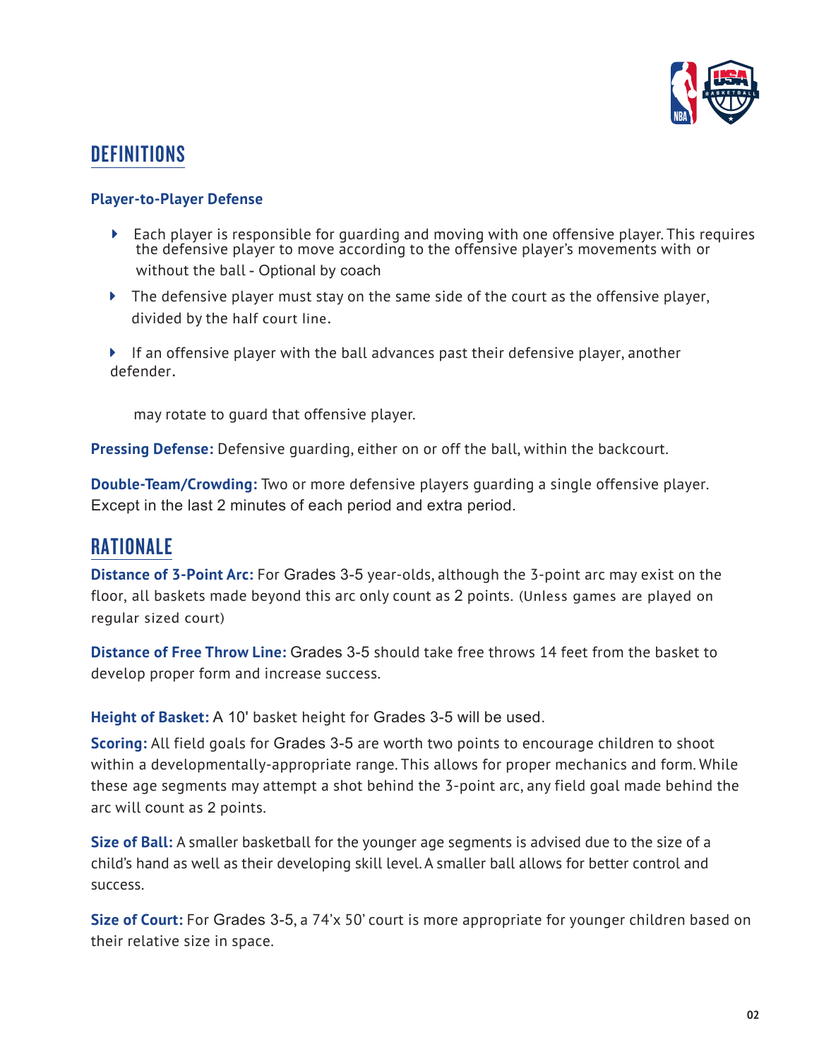## DEFINITIONS

**Player-to-Player Defense**

- Each player is responsible for guarding and moving with one offensive player. This requires the defensive player to move according to the offensive player's movements with or without the ball - Optional by coach
- The defensive player must stay on the same side of the court as the offensive player, divided by the half court line.
- If an offensive player with the ball advances past their defensive player, another defender.

  may rotate to guard that offensive player.

**Pressing Defense:** Defensive guarding, either on or off the ball, within the backcourt.

**Double-Team/Crowding:** Two or more defensive players guarding a single offensive player. Except in the last 2 minutes of each period and extra period.

## RATIONALE

**Distance of 3-Point Arc:** For Grades 3-5 year-olds, although the 3-point arc may exist on the floor, all baskets made beyond this arc only count as 2 points. (Unless games are played on regular sized court)

**Distance of Free Throw Line:** Grades 3-5 should take free throws 14 feet from the basket to develop proper form and increase success.

**Height of Basket:** A 10' basket height for Grades 3-5 will be used.

**Scoring:** All field goals for Grades 3-5 are worth two points to encourage children to shoot within a developmentally-appropriate range. This allows for proper mechanics and form. While these age segments may attempt a shot behind the 3-point arc, any field goal made behind the arc will count as 2 points.

**Size of Ball:** A smaller basketball for the younger age segments is advised due to the size of a child's hand as well as their developing skill level. A smaller ball allows for better control and success.

**Size of Court:** For Grades 3-5, a 74'x 50' court is more appropriate for younger children based on their relative size in space.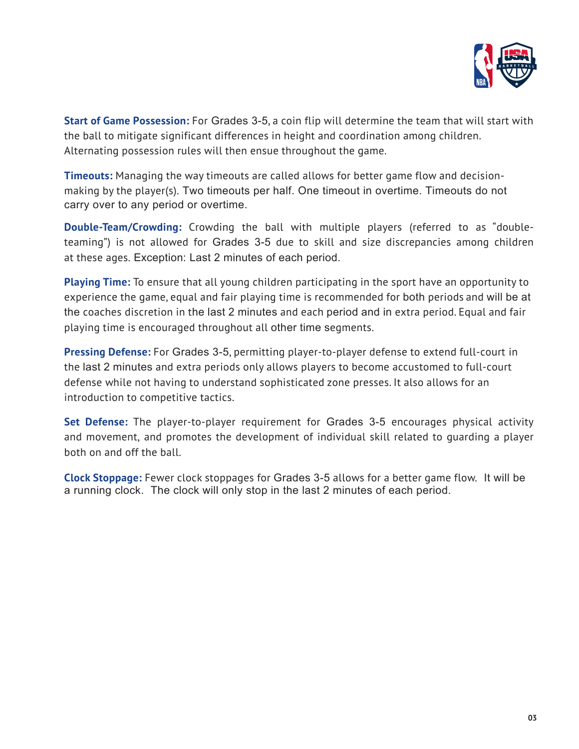**Start of Game Possession:** For Grades 3-5, a coin flip will determine the team that will start with the ball to mitigate significant differences in height and coordination among children. Alternating possession rules will then ensue throughout the game.

**Timeouts:** Managing the way timeouts are called allows for better game flow and decision-making by the player(s). Two timeouts per half. One timeout in overtime. Timeouts do not carry over to any period or overtime.

**Double-Team/Crowding:** Crowding the ball with multiple players (referred to as "double-teaming") is not allowed for Grades 3-5 due to skill and size discrepancies among children at these ages. Exception: Last 2 minutes of each period.

**Playing Time:** To ensure that all young children participating in the sport have an opportunity to experience the game, equal and fair playing time is recommended for both periods and will be at the coaches discretion in the last 2 minutes and each period and in extra period. Equal and fair playing time is encouraged throughout all other time segments.

**Pressing Defense:** For Grades 3-5, permitting player-to-player defense to extend full-court in the last 2 minutes and extra periods only allows players to become accustomed to full-court defense while not having to understand sophisticated zone presses. It also allows for an introduction to competitive tactics.

**Set Defense:** The player-to-player requirement for Grades 3-5 encourages physical activity and movement, and promotes the development of individual skill related to guarding a player both on and off the ball.

**Clock Stoppage:** Fewer clock stoppages for Grades 3-5 allows for a better game flow. It will be a running clock. The clock will only stop in the last 2 minutes of each period.